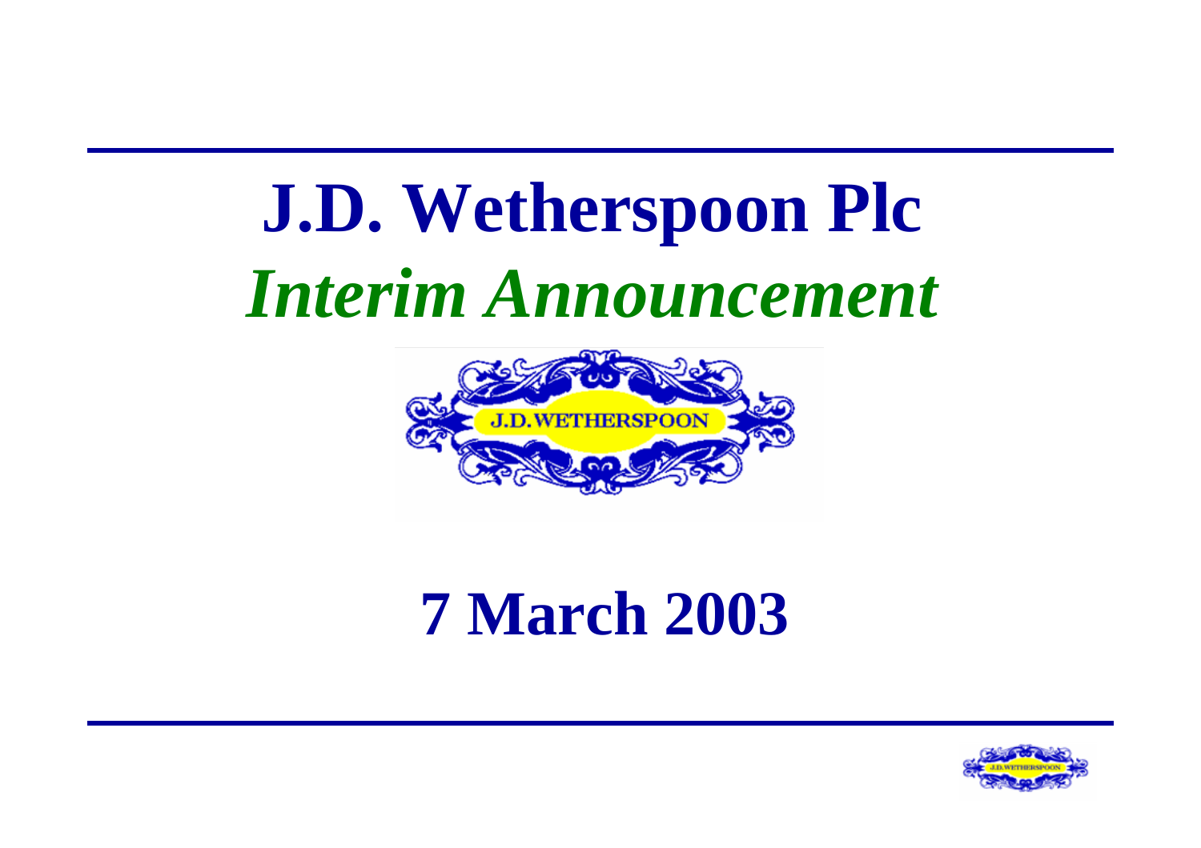# J.D. Wetherspoon Plc

## *Interim Announcement*

## 7 March 2003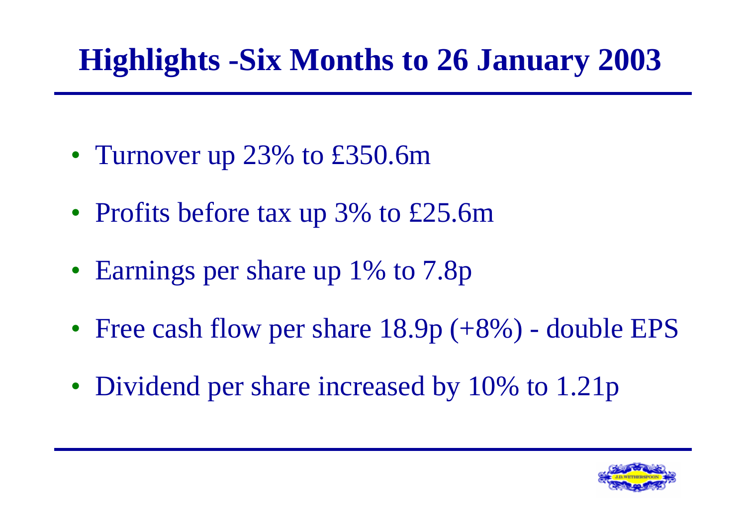# Highlights -Six Months to 26 January 2003

- Turnover up 23% to £350.6m
- Profits before tax up 3% to £25.6m
- Earnings per share up 1% to 7.8p
- Free cash flow per share 18.9p (+8%) - double EPS
- Dividend per share increased by 10% to 1.21p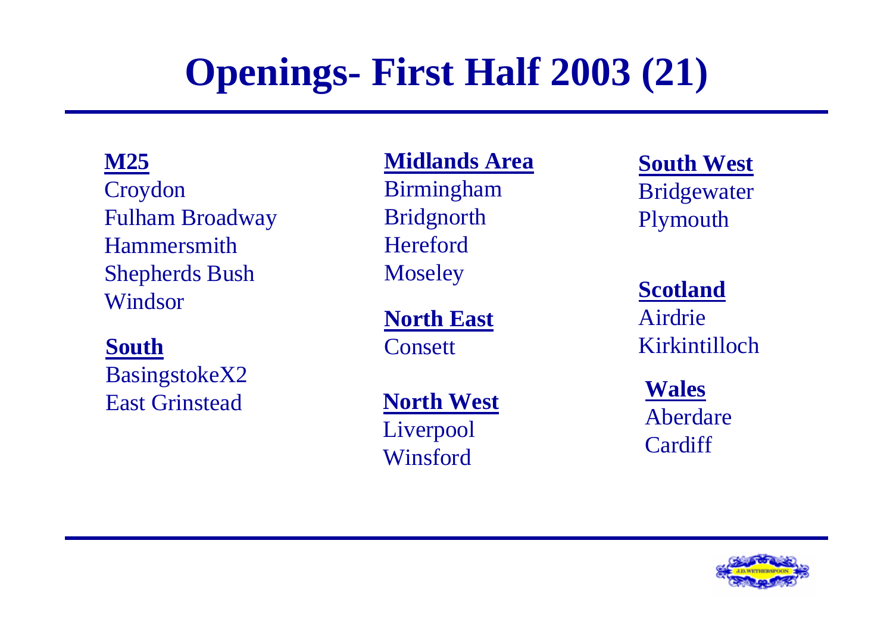# Openings- First Half 2003 (21)

**M25**
Croydon
Fulham Broadway
Hammersmith
Shepherds Bush
Windsor

**South**
BasingstokeX2
East Grinstead

**Midlands Area**
Birmingham
Bridgnorth
Hereford
Moseley

**North East**
Consett

**North West**
Liverpool
Winsford

**South West**
Bridgewater
Plymouth

**Scotland**
Airdrie
Kirkintilloch

**Wales**
Aberdare
Cardiff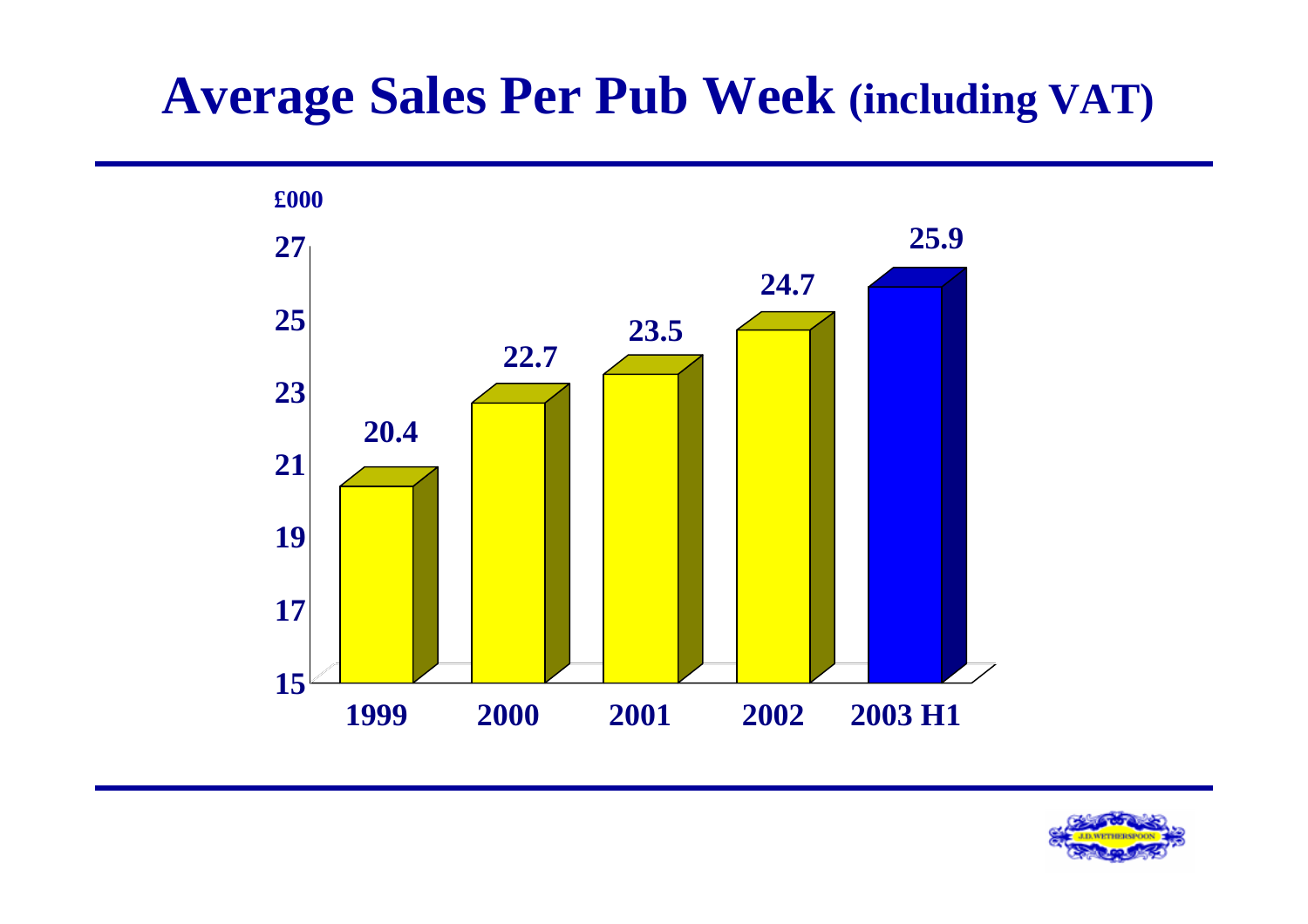# Average Sales Per Pub Week (including VAT)

£000

| Year | Average Sales Per Pub Week (£000) |
| --- | --- |
| 1999 | 20.4 |
| 2000 | 22.7 |
| 2001 | 23.5 |
| 2002 | 24.7 |
| 2003 H1 | 25.9 |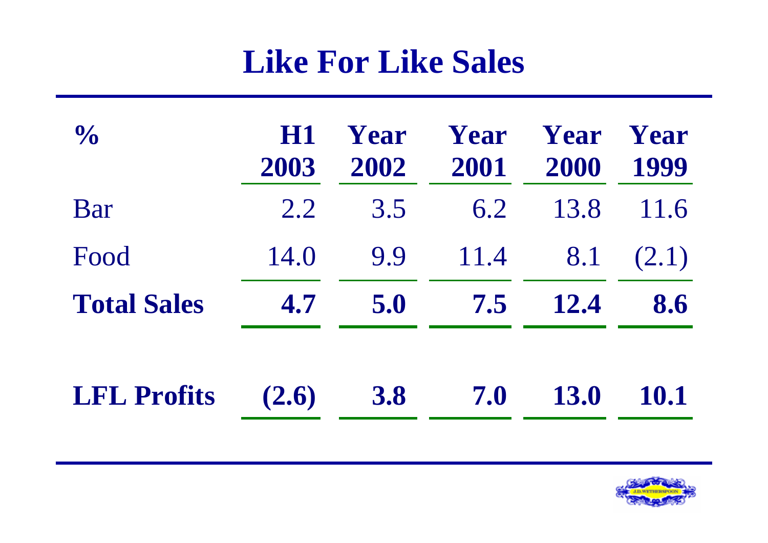# Like For Like Sales

| % | H1 2003 | Year 2002 | Year 2001 | Year 2000 | Year 1999 |
|---|---|---|---|---|---|
| Bar | 2.2 | 3.5 | 6.2 | 13.8 | 11.6 |
| Food | 14.0 | 9.9 | 11.4 | 8.1 | (2.1) |
| **Total Sales** | **4.7** | **5.0** | **7.5** | **12.4** | **8.6** |
| **LFL Profits** | **(2.6)** | **3.8** | **7.0** | **13.0** | **10.1** |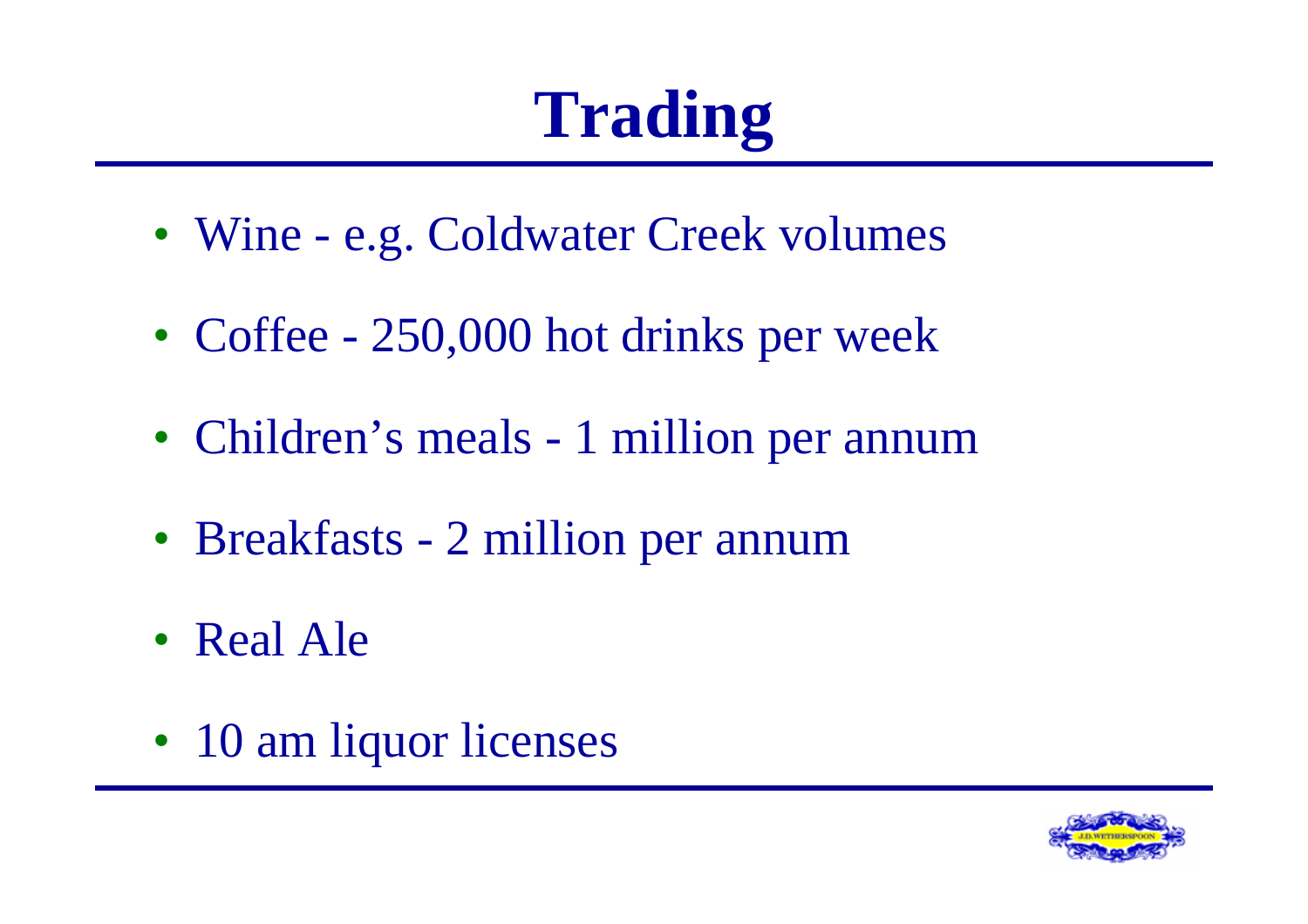# Trading

- Wine - e.g. Coldwater Creek volumes
- Coffee - 250,000 hot drinks per week
- Children's meals - 1 million per annum
- Breakfasts - 2 million per annum
- Real Ale
- 10 am liquor licenses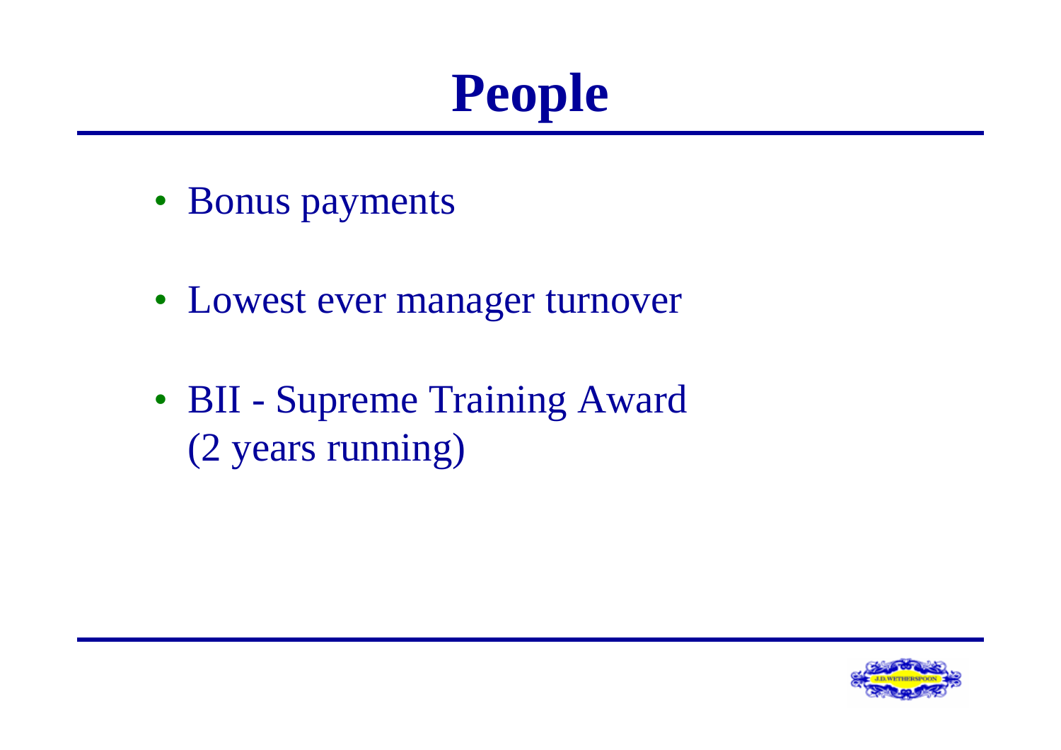# People

- Bonus payments
- Lowest ever manager turnover
- BII - Supreme Training Award (2 years running)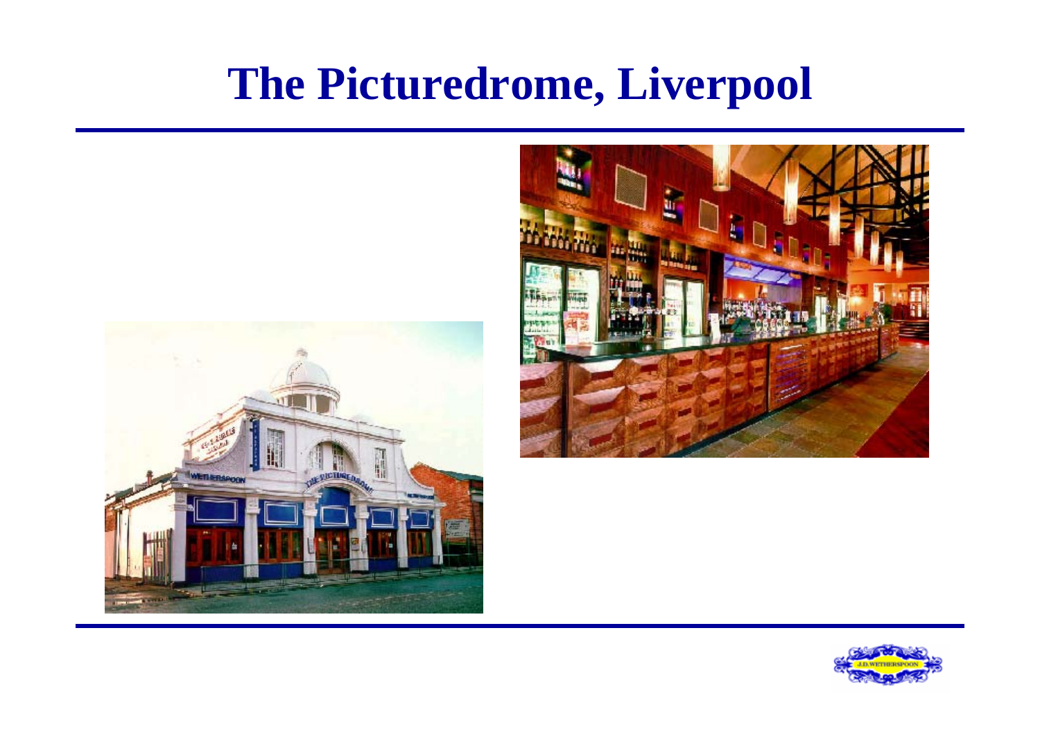# The Picturedrome, Liverpool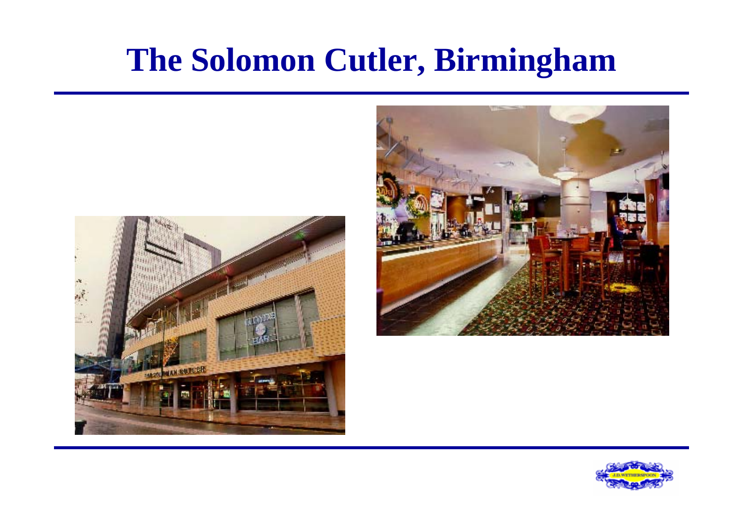# The Solomon Cutler, Birmingham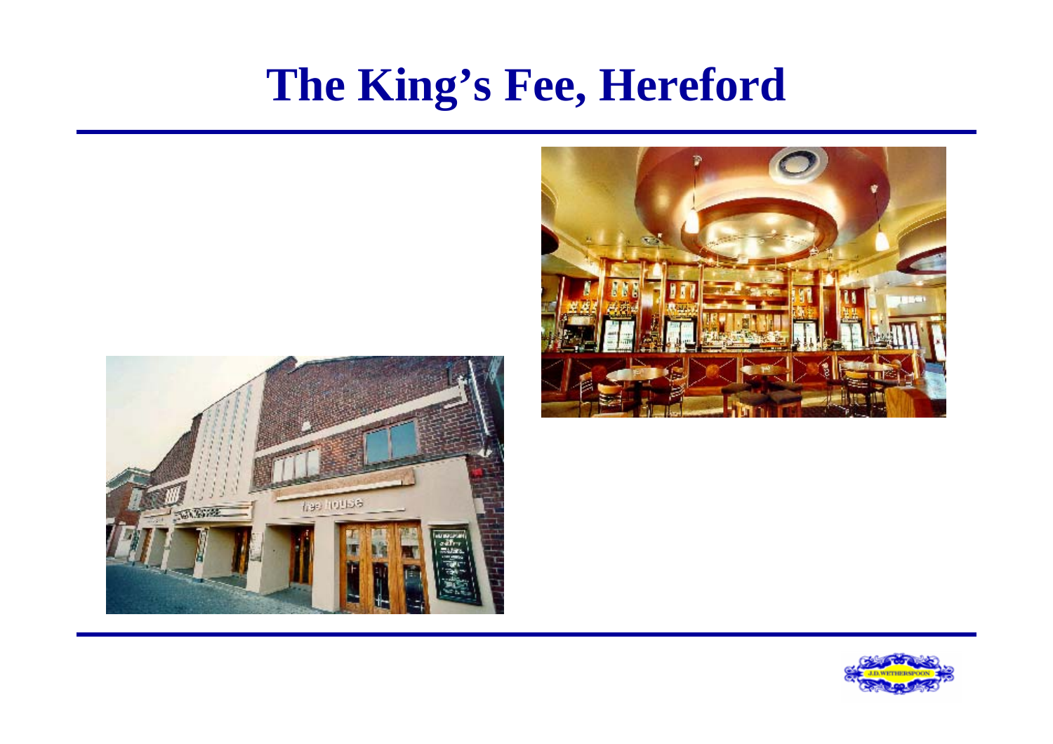# The King's Fee, Hereford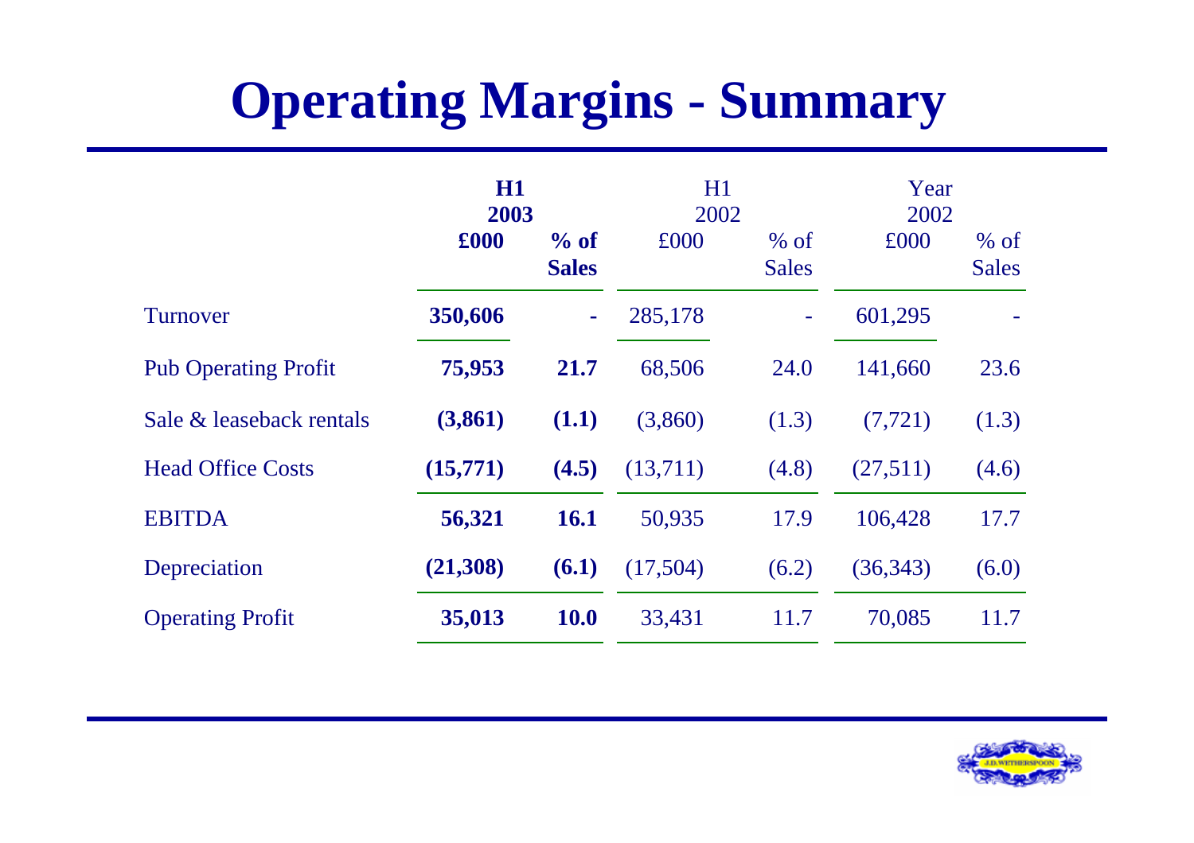# Operating Margins - Summary

| | **H1 2003 £000** | **% of Sales** | H1 2002 £000 | % of Sales | Year 2002 £000 | % of Sales |
|---|---|---|---|---|---|---|
| Turnover | **350,606** | **-** | 285,178 | - | 601,295 | - |
| Pub Operating Profit | **75,953** | **21.7** | 68,506 | 24.0 | 141,660 | 23.6 |
| Sale & leaseback rentals | **(3,861)** | **(1.1)** | (3,860) | (1.3) | (7,721) | (1.3) |
| Head Office Costs | **(15,771)** | **(4.5)** | (13,711) | (4.8) | (27,511) | (4.6) |
| EBITDA | **56,321** | **16.1** | 50,935 | 17.9 | 106,428 | 17.7 |
| Depreciation | **(21,308)** | **(6.1)** | (17,504) | (6.2) | (36,343) | (6.0) |
| Operating Profit | **35,013** | **10.0** | 33,431 | 11.7 | 70,085 | 11.7 |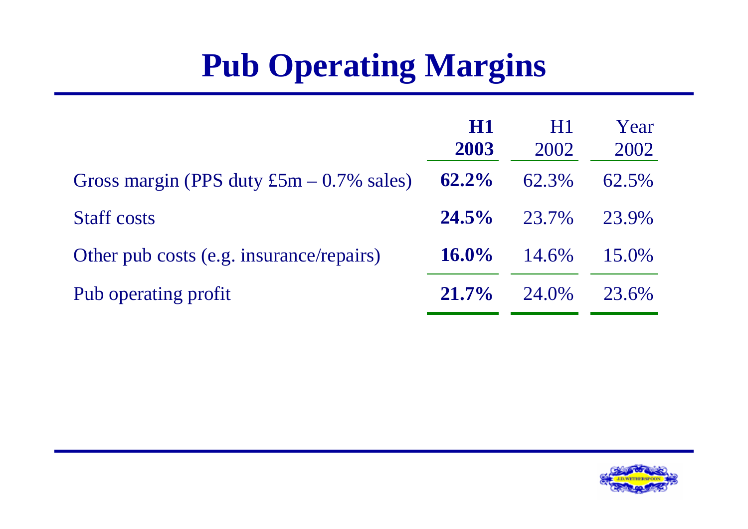# Pub Operating Margins

| | **H1 2003** | H1 2002 | Year 2002 |
|---|---|---|---|
| Gross margin (PPS duty £5m – 0.7% sales) | **62.2%** | 62.3% | 62.5% |
| Staff costs | **24.5%** | 23.7% | 23.9% |
| Other pub costs (e.g. insurance/repairs) | **16.0%** | 14.6% | 15.0% |
| Pub operating profit | **21.7%** | 24.0% | 23.6% |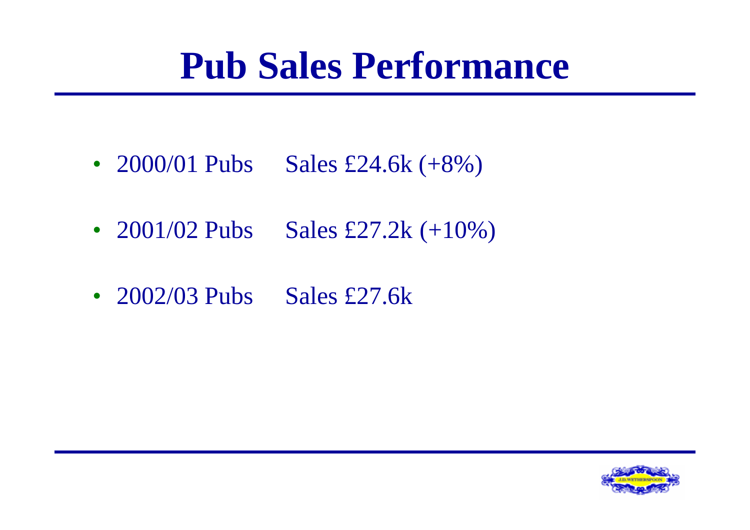# Pub Sales Performance

- 2000/01 Pubs Sales £24.6k (+8%)
- 2001/02 Pubs Sales £27.2k (+10%)
- 2002/03 Pubs Sales £27.6k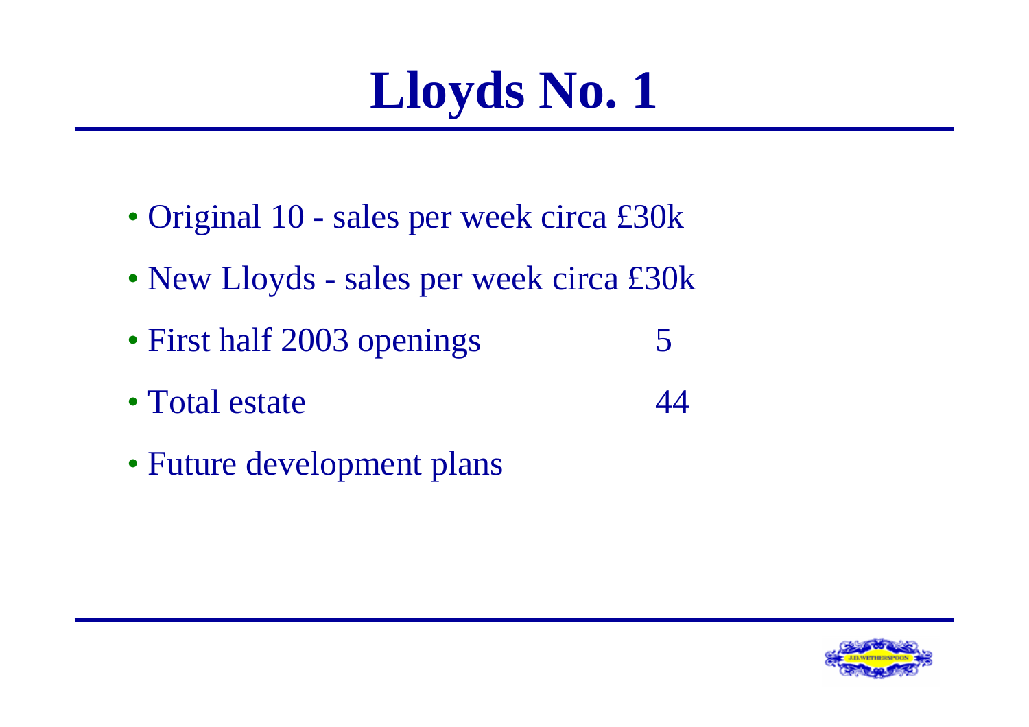# Lloyds No. 1

- Original 10 - sales per week circa £30k
- New Lloyds - sales per week circa £30k
- First half 2003 openings 5
- Total estate 44
- Future development plans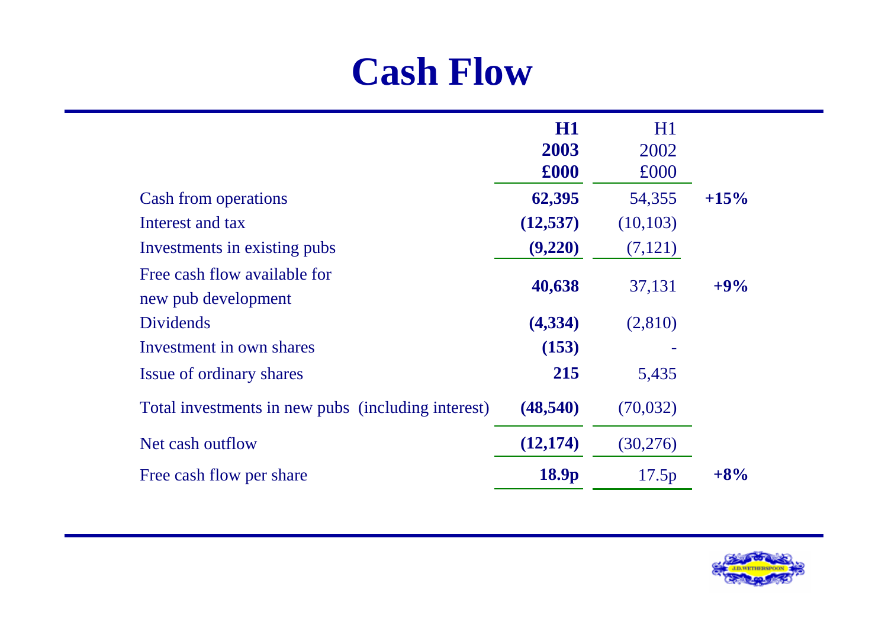# Cash Flow

| | H1 2003 £000 | H1 2002 £000 | |
|---|---|---|---|
| Cash from operations | **62,395** | 54,355 | **+15%** |
| Interest and tax | **(12,537)** | (10,103) | |
| Investments in existing pubs | **(9,220)** | (7,121) | |
| Free cash flow available for new pub development | **40,638** | 37,131 | **+9%** |
| Dividends | **(4,334)** | (2,810) | |
| Investment in own shares | **(153)** | - | |
| Issue of ordinary shares | **215** | 5,435 | |
| Total investments in new pubs (including interest) | **(48,540)** | (70,032) | |
| Net cash outflow | **(12,174)** | (30,276) | |
| Free cash flow per share | **18.9p** | 17.5p | **+8%** |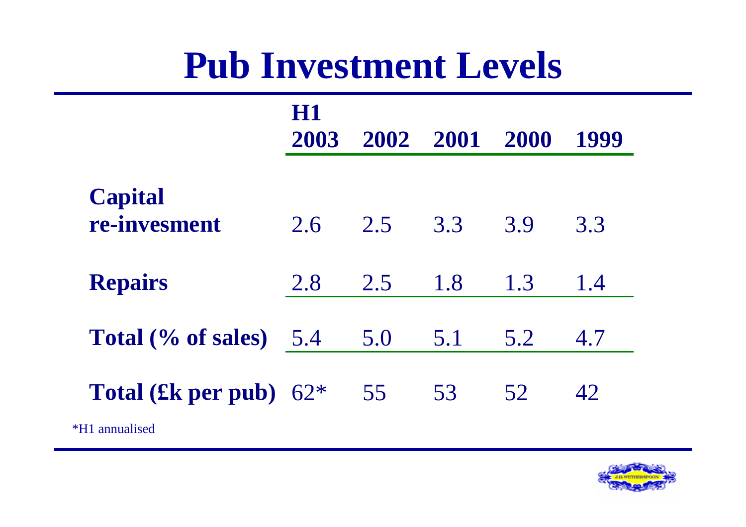# Pub Investment Levels

| | H1 2003 | 2002 | 2001 | 2000 | 1999 |
|---|---|---|---|---|---|
| **Capital re-invesment** | 2.6 | 2.5 | 3.3 | 3.9 | 3.3 |
| **Repairs** | 2.8 | 2.5 | 1.8 | 1.3 | 1.4 |
| **Total (% of sales)** | 5.4 | 5.0 | 5.1 | 5.2 | 4.7 |
| **Total (£k per pub)** | 62* | 55 | 53 | 52 | 42 |

*H1 annualised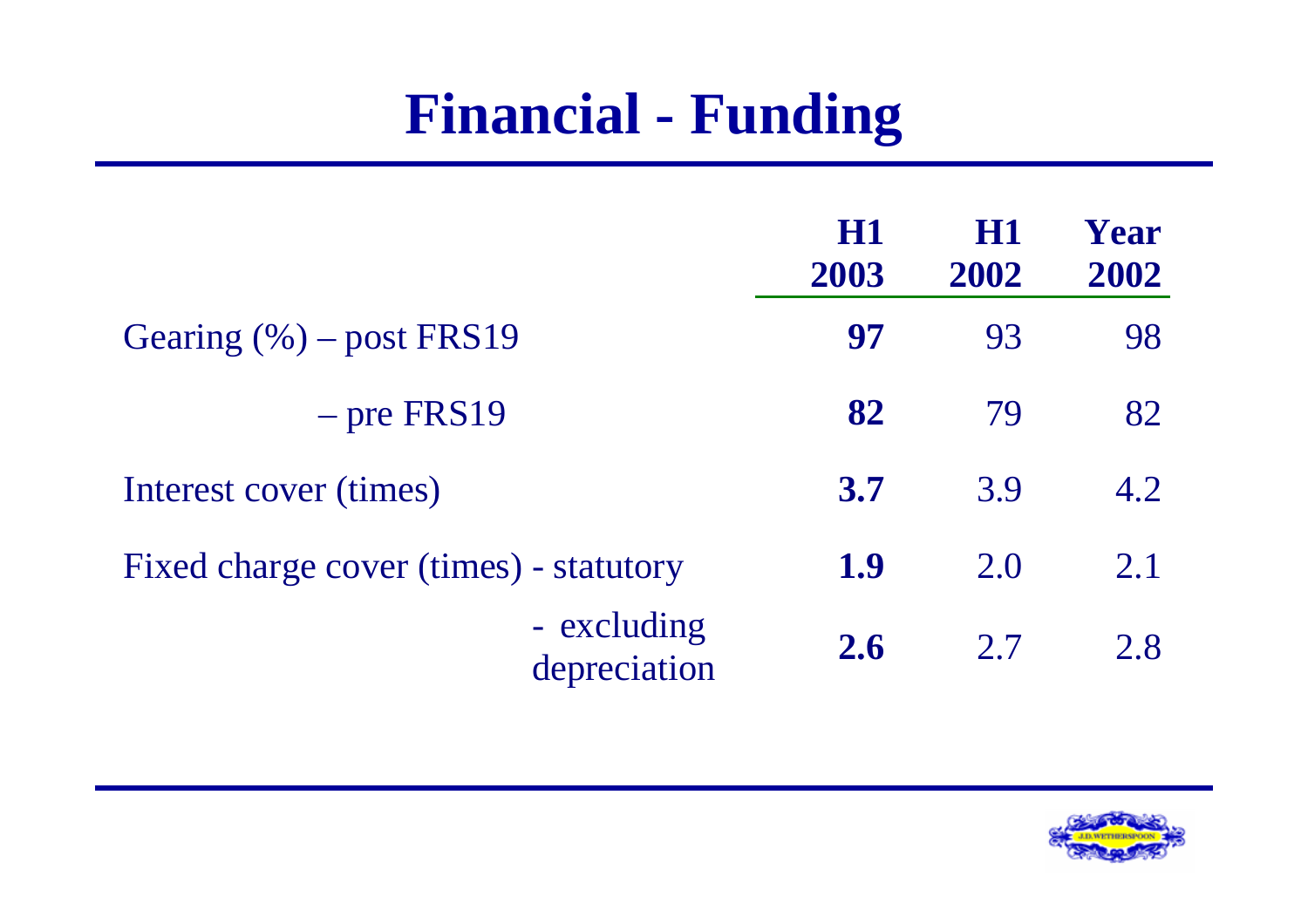# Financial - Funding

| | H1 2003 | H1 2002 | Year 2002 |
|---|---|---|---|
| Gearing (%) – post FRS19 | **97** | 93 | 98 |
| – pre FRS19 | **82** | 79 | 82 |
| Interest cover (times) | **3.7** | 3.9 | 4.2 |
| Fixed charge cover (times) - statutory | **1.9** | 2.0 | 2.1 |
| - excluding depreciation | **2.6** | 2.7 | 2.8 |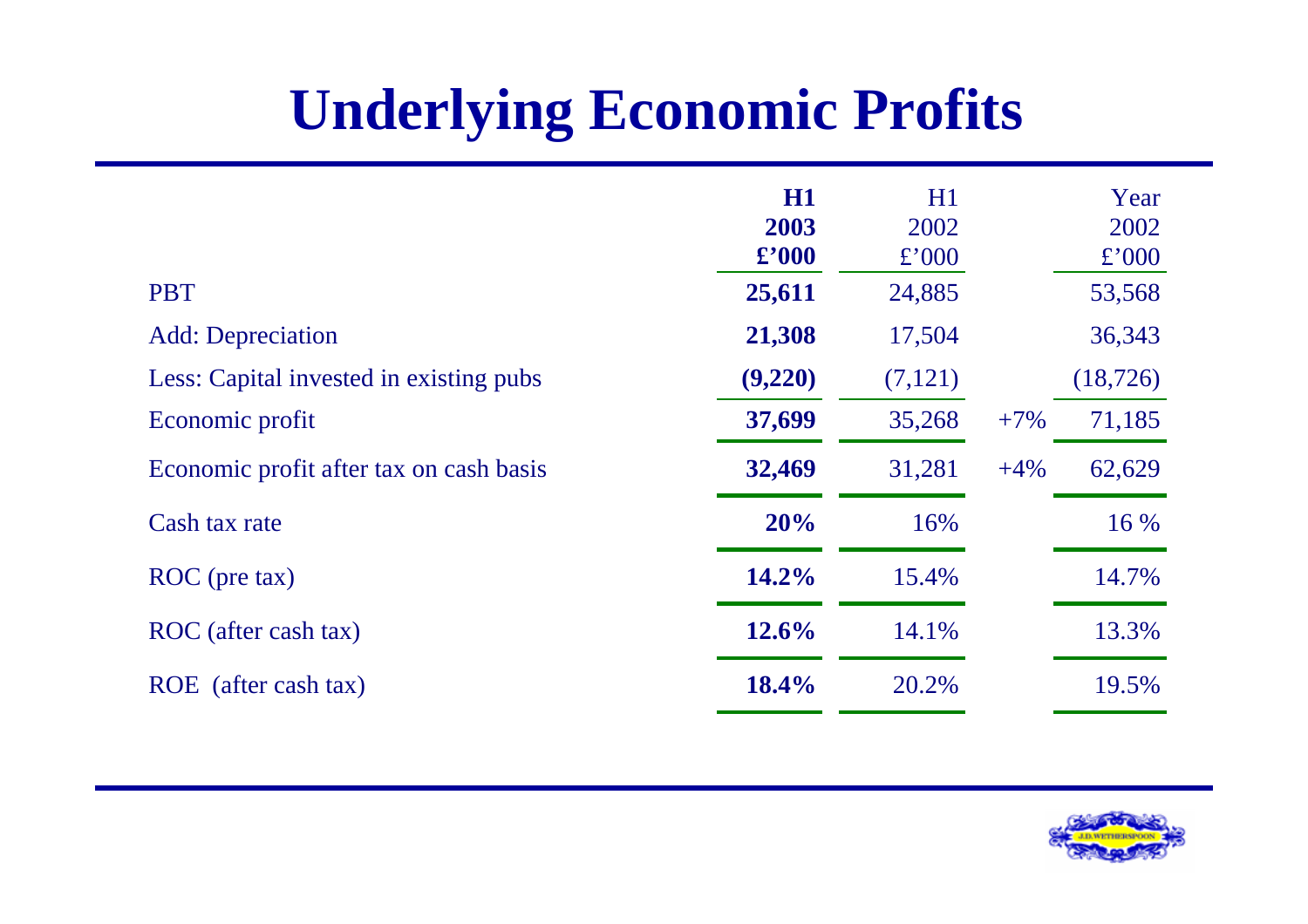# Underlying Economic Profits

| | H1 2003 £'000 | H1 2002 £'000 | | Year 2002 £'000 |
|---|---|---|---|---|
| PBT | **25,611** | 24,885 | | 53,568 |
| Add: Depreciation | **21,308** | 17,504 | | 36,343 |
| Less: Capital invested in existing pubs | **(9,220)** | (7,121) | | (18,726) |
| Economic profit | **37,699** | 35,268 | +7% | 71,185 |
| Economic profit after tax on cash basis | **32,469** | 31,281 | +4% | 62,629 |
| Cash tax rate | **20%** | 16% | | 16 % |
| ROC (pre tax) | **14.2%** | 15.4% | | 14.7% |
| ROC (after cash tax) | **12.6%** | 14.1% | | 13.3% |
| ROE (after cash tax) | **18.4%** | 20.2% | | 19.5% |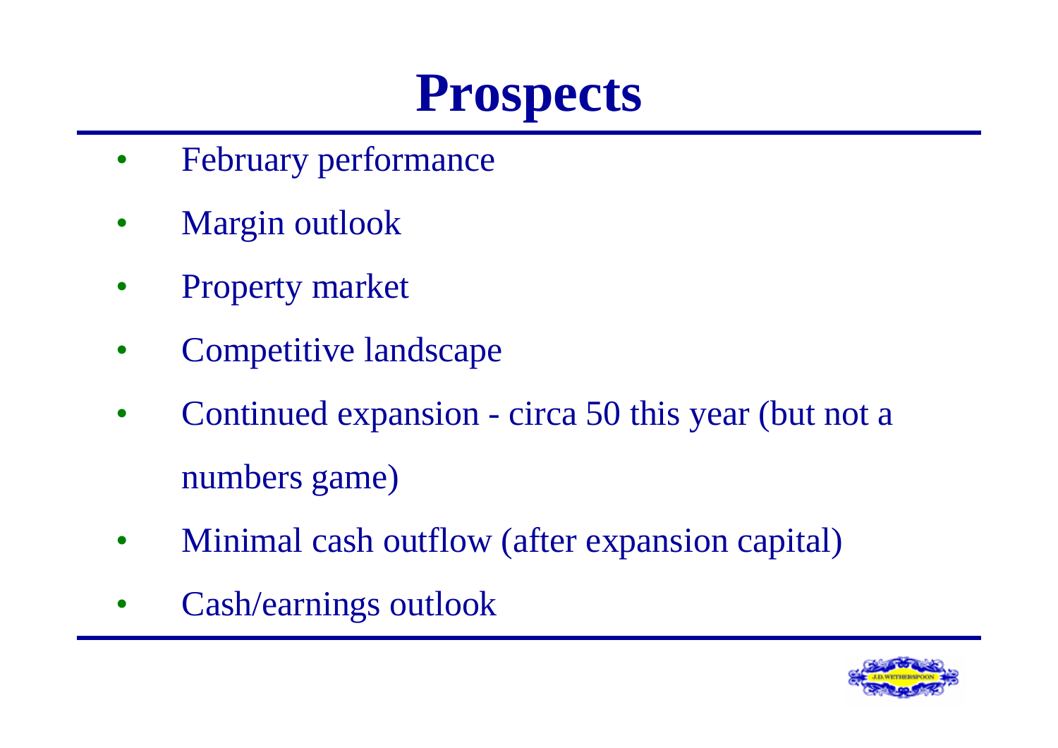# Prospects

- February performance
- Margin outlook
- Property market
- Competitive landscape
- Continued expansion - circa 50 this year (but not a numbers game)
- Minimal cash outflow (after expansion capital)
- Cash/earnings outlook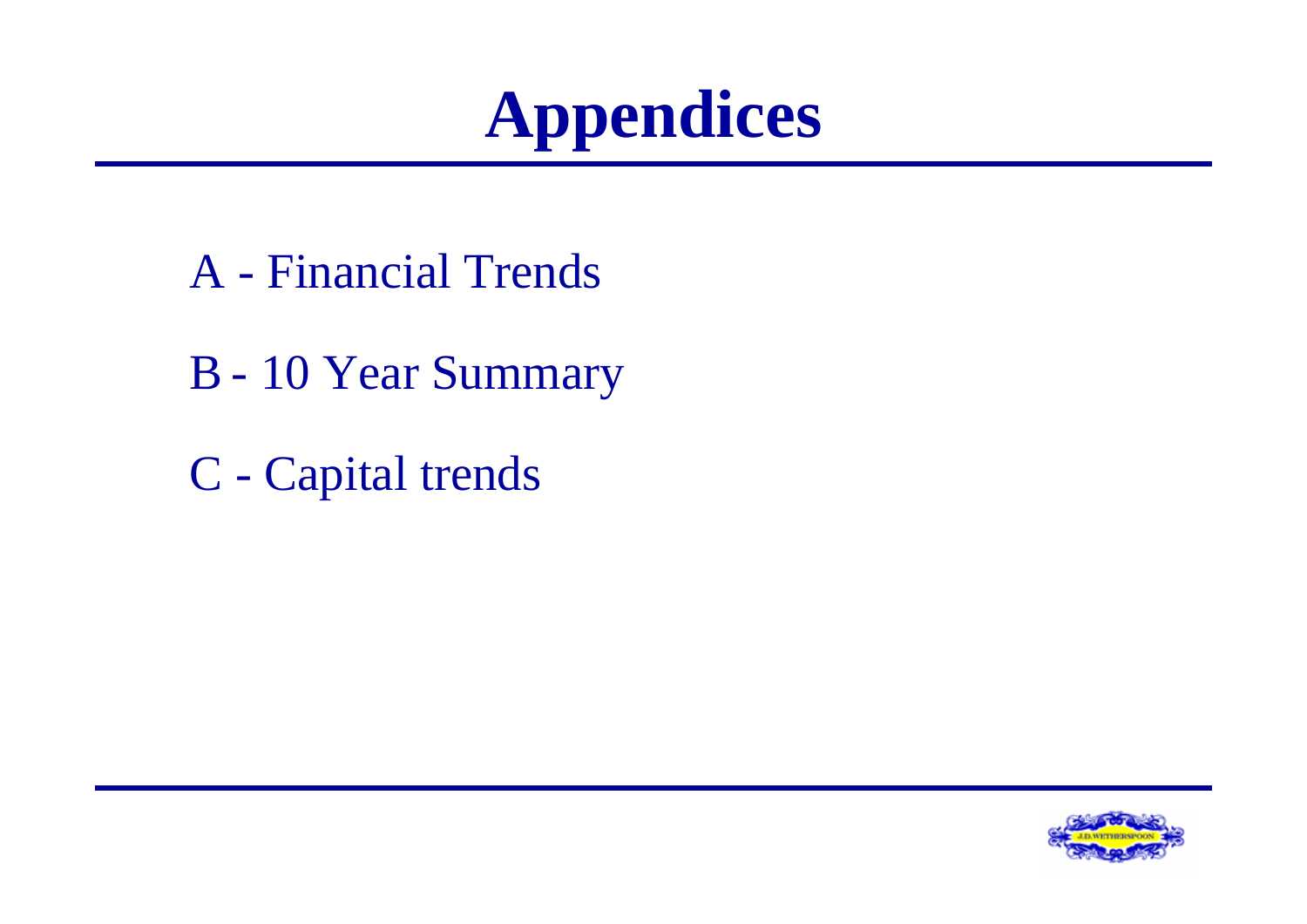# Appendices

A - Financial Trends

B - 10 Year Summary

C - Capital trends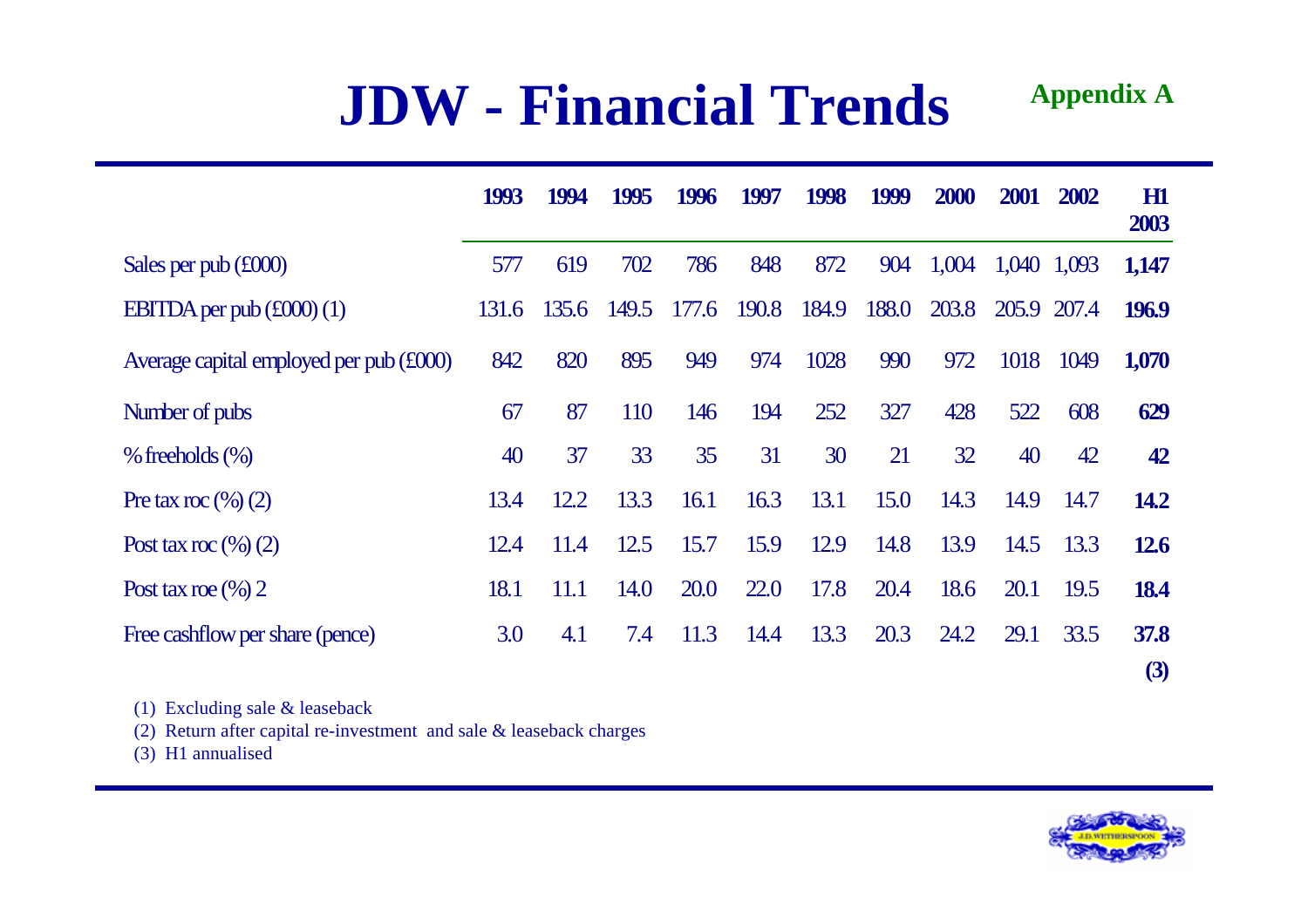# JDW - Financial Trends

**Appendix A**

| | 1993 | 1994 | 1995 | 1996 | 1997 | 1998 | 1999 | 2000 | 2001 | 2002 | H1 2003 |
|---|---|---|---|---|---|---|---|---|---|---|---|
| Sales per pub (£000) | 577 | 619 | 702 | 786 | 848 | 872 | 904 | 1,004 | 1,040 | 1,093 | **1,147** |
| EBITDA per pub (£000) (1) | 131.6 | 135.6 | 149.5 | 177.6 | 190.8 | 184.9 | 188.0 | 203.8 | 205.9 | 207.4 | **196.9** |
| Average capital employed per pub (£000) | 842 | 820 | 895 | 949 | 974 | 1028 | 990 | 972 | 1018 | 1049 | **1,070** |
| Number of pubs | 67 | 87 | 110 | 146 | 194 | 252 | 327 | 428 | 522 | 608 | **629** |
| % freeholds (%) | 40 | 37 | 33 | 35 | 31 | 30 | 21 | 32 | 40 | 42 | **42** |
| Pre tax roc (%) (2) | 13.4 | 12.2 | 13.3 | 16.1 | 16.3 | 13.1 | 15.0 | 14.3 | 14.9 | 14.7 | **14.2** |
| Post tax roc (%) (2) | 12.4 | 11.4 | 12.5 | 15.7 | 15.9 | 12.9 | 14.8 | 13.9 | 14.5 | 13.3 | **12.6** |
| Post tax roe (%) 2 | 18.1 | 11.1 | 14.0 | 20.0 | 22.0 | 17.8 | 20.4 | 18.6 | 20.1 | 19.5 | **18.4** |
| Free cashflow per share (pence) | 3.0 | 4.1 | 7.4 | 11.3 | 14.4 | 13.3 | 20.3 | 24.2 | 29.1 | 33.5 | **37.8 (3)** |

(1) Excluding sale & leaseback

(2) Return after capital re-investment and sale & leaseback charges

(3) H1 annualised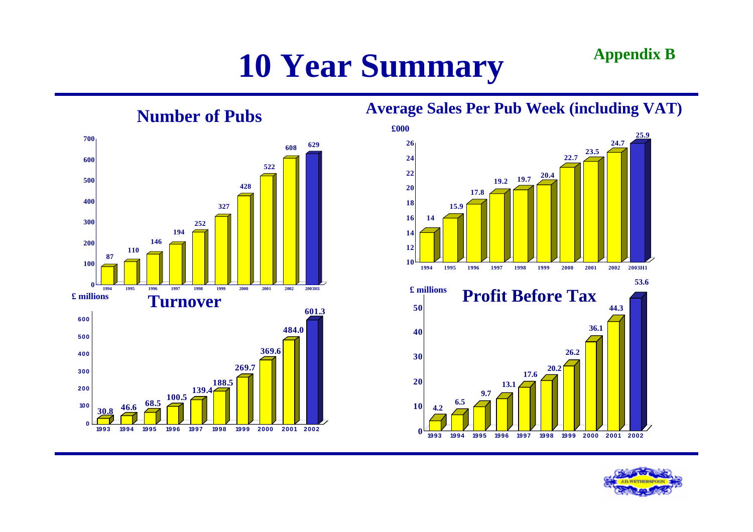# 10 Year Summary

**Appendix B**

## Number of Pubs

| Year | Number of Pubs |
|---|---|
| 1994 | 87 |
| 1995 | 110 |
| 1996 | 146 |
| 1997 | 194 |
| 1998 | 252 |
| 1999 | 327 |
| 2000 | 428 |
| 2001 | 522 |
| 2002 | 608 |
| 2003H1 | 629 |

## Average Sales Per Pub Week (including VAT)

£000

| Year | Average Sales |
|---|---|
| 1994 | 14 |
| 1995 | 15.9 |
| 1996 | 17.8 |
| 1997 | 19.2 |
| 1998 | 19.7 |
| 1999 | 20.4 |
| 2000 | 22.7 |
| 2001 | 23.5 |
| 2002 | 24.7 |
| 2003H1 | 25.9 |

## Turnover

£ millions

| Year | Turnover |
|---|---|
| 1993 | 30.8 |
| 1994 | 46.6 |
| 1995 | 68.5 |
| 1996 | 100.5 |
| 1997 | 139.4 |
| 1998 | 188.5 |
| 1999 | 269.7 |
| 2000 | 369.6 |
| 2001 | 484.0 |
| 2002 | 601.3 |

## Profit Before Tax

£ millions

| Year | Profit Before Tax |
|---|---|
| 1993 | 4.2 |
| 1994 | 6.5 |
| 1995 | 9.7 |
| 1996 | 13.1 |
| 1997 | 17.6 |
| 1998 | 20.2 |
| 1999 | 26.2 |
| 2000 | 36.1 |
| 2001 | 44.3 |
| 2002 | 53.6 |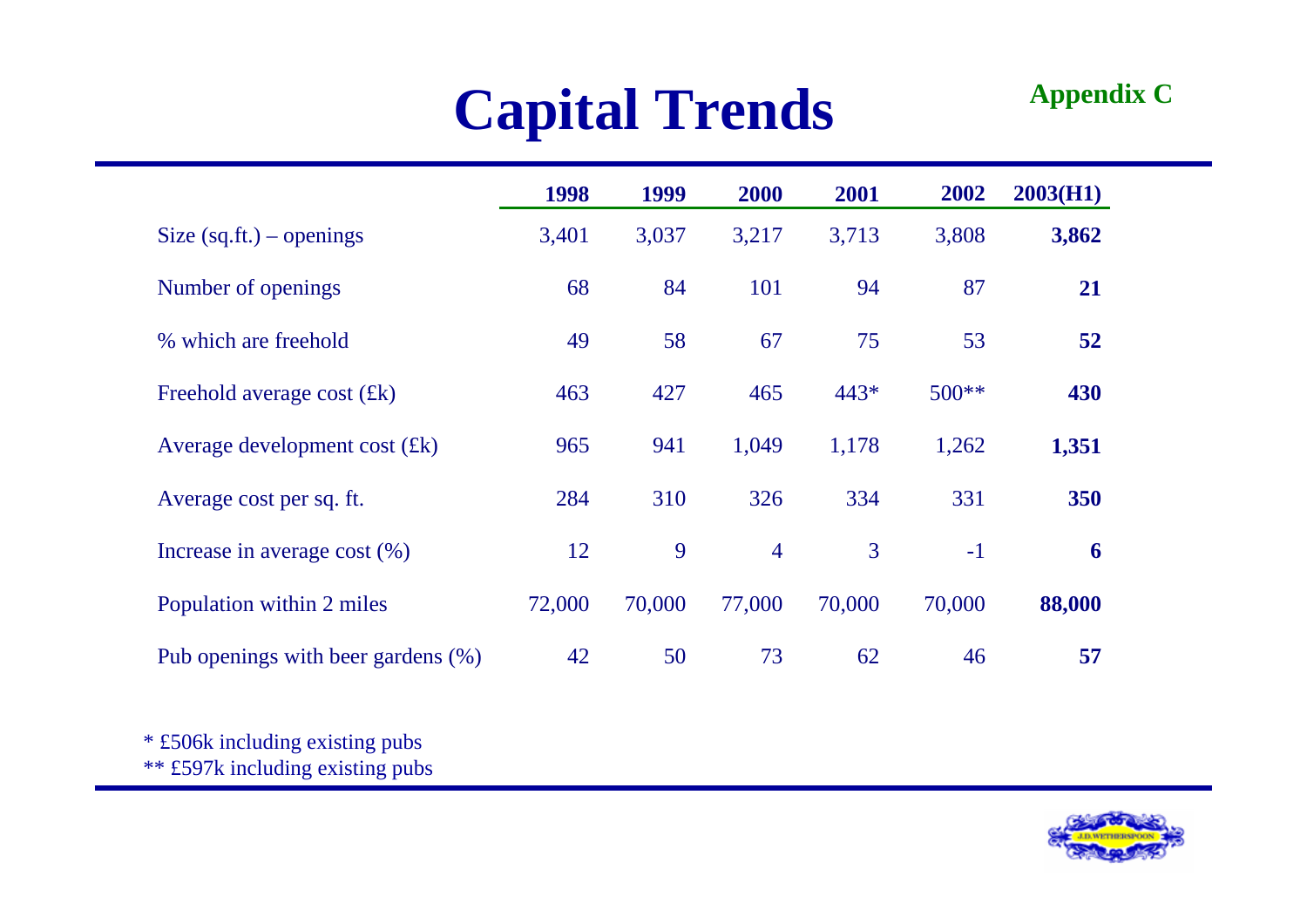# Capital Trends

**Appendix C**

| | 1998 | 1999 | 2000 | 2001 | 2002 | 2003(H1) |
|---|---|---|---|---|---|---|
| Size (sq.ft.) – openings | 3,401 | 3,037 | 3,217 | 3,713 | 3,808 | **3,862** |
| Number of openings | 68 | 84 | 101 | 94 | 87 | **21** |
| % which are freehold | 49 | 58 | 67 | 75 | 53 | **52** |
| Freehold average cost (£k) | 463 | 427 | 465 | 443* | 500** | **430** |
| Average development cost (£k) | 965 | 941 | 1,049 | 1,178 | 1,262 | **1,351** |
| Average cost per sq. ft. | 284 | 310 | 326 | 334 | 331 | **350** |
| Increase in average cost (%) | 12 | 9 | 4 | 3 | -1 | **6** |
| Population within 2 miles | 72,000 | 70,000 | 77,000 | 70,000 | 70,000 | **88,000** |
| Pub openings with beer gardens (%) | 42 | 50 | 73 | 62 | 46 | **57** |

* £506k including existing pubs
** £597k including existing pubs